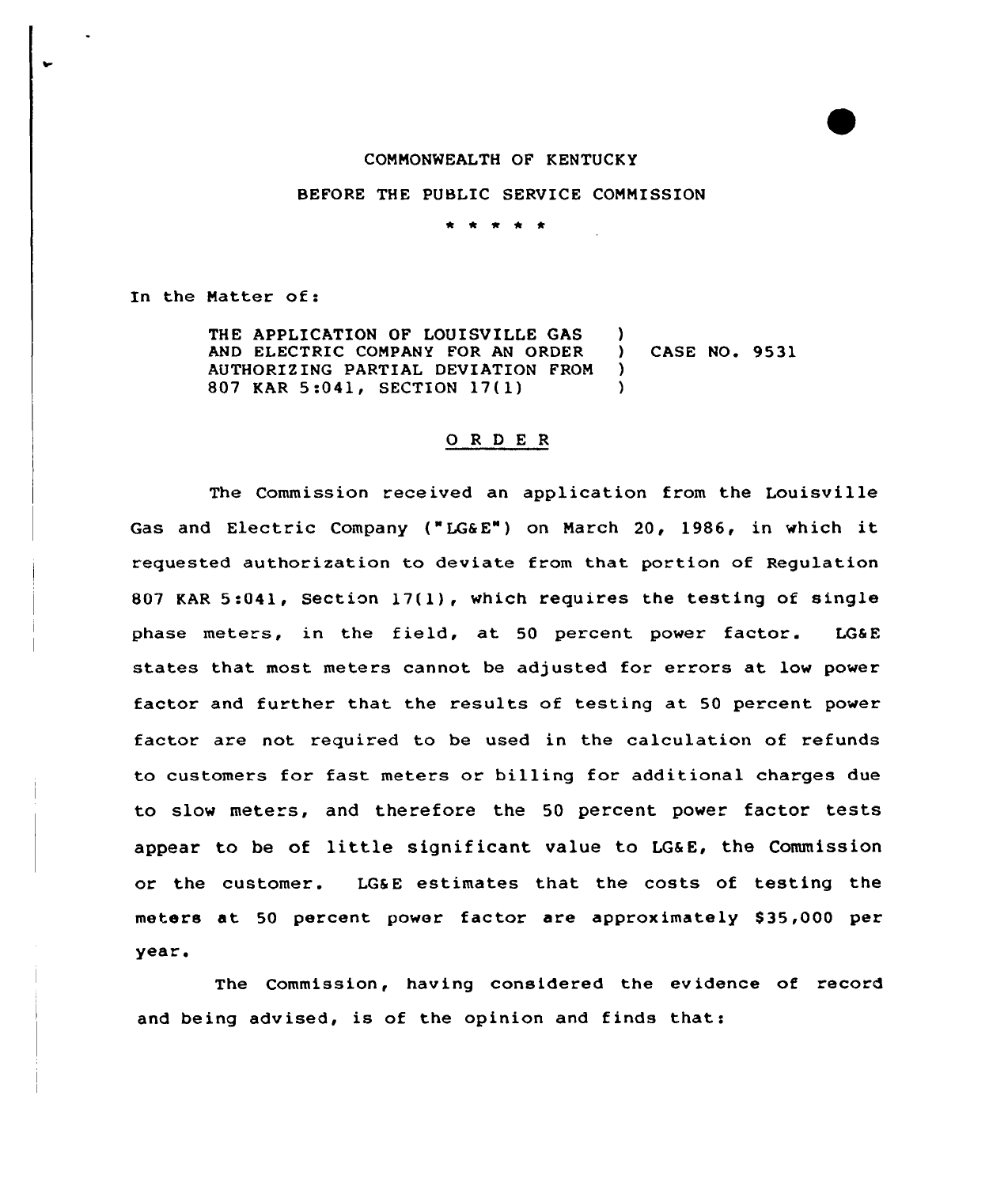COMMONWEALTH OF KENTUCKY

BEFORE THE PUBLIC SERVICE COMMISSION

\* \* \* \* \*

In the Matter of:

| | | |
|---|---|---|
| THE APPLICATION OF LOUISVILLE GAS AND ELECTRIC COMPANY FOR AN ORDER AUTHORIZING PARTIAL DEVIATION FROM 807 KAR 5:041, SECTION 17(1) | ) ) ) ) | CASE NO. 9531 |

## O R D E R

The Commission received an application from the Louisville Gas and Electric Company ("LG&E") on March 20, 1986, in which it requested authorization to deviate from that portion of Regulation 807 KAR 5:041, Section 17(1), which requires the testing of single phase meters, in the field, at 50 percent power factor. LG&E states that most meters cannot be adjusted for errors at low power factor and further that the results of testing at 50 percent power factor are not required to be used in the calculation of refunds to customers for fast meters or billing for additional charges due to slow meters, and therefore the 50 percent power factor tests appear to be of little significant value to LG&E, the Commission or the customer. LG&E estimates that the costs of testing the meters at 50 percent power factor are approximately $35,000 per year.

The Commission, having considered the evidence of record and being advised, is of the opinion and finds that: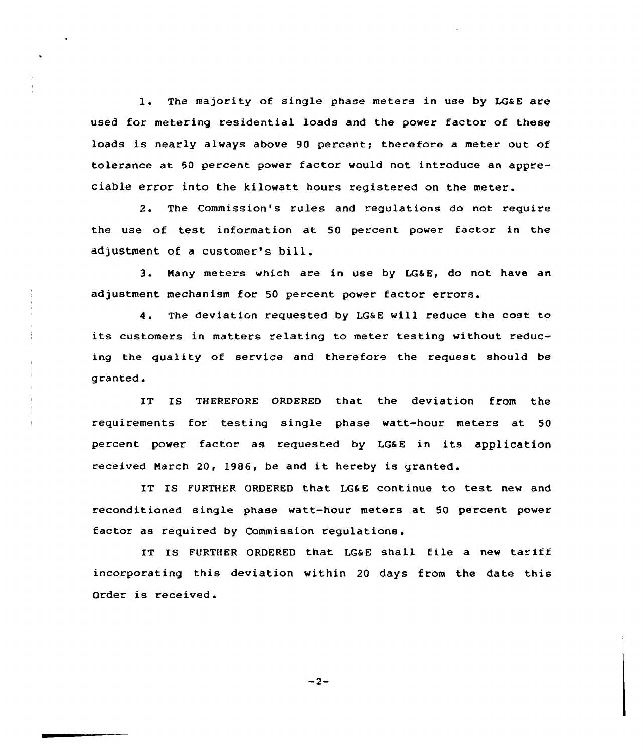1. The majority of single phase meters in use by LG&E are used for metering residential loads and the power factor of these loads is nearly always above 90 percent; therefore a meter out of tolerance at 50 percent power factor would not introduce an appreciable error into the kilowatt hours registered on the meter.

2. The Commission's rules and regulations do not require the use of test information at 50 percent power factor in the adjustment of a customer's bill.

3. Many meters which are in use by LG&E, do not have an adjustment mechanism for 50 percent power factor errors.

4. The deviation requested by LG&E will reduce the cost to its customers in matters relating to meter testing without reducing the quality of service and therefore the request should be granted.

IT IS THEREFORE ORDERED that the deviation from the requirements for testing single phase watt-hour meters at 50 percent power factor as requested by LG&E in its application received March 20, 1986, be and it hereby is granted.

IT IS FURTHER ORDERED that LG&E continue to test new and reconditioned single phase watt-hour meters at 50 percent power factor as required by Commission regulations.

IT IS FURTHER ORDERED that LG&E shall file a new tariff incorporating this deviation within 20 days from the date this Order is received.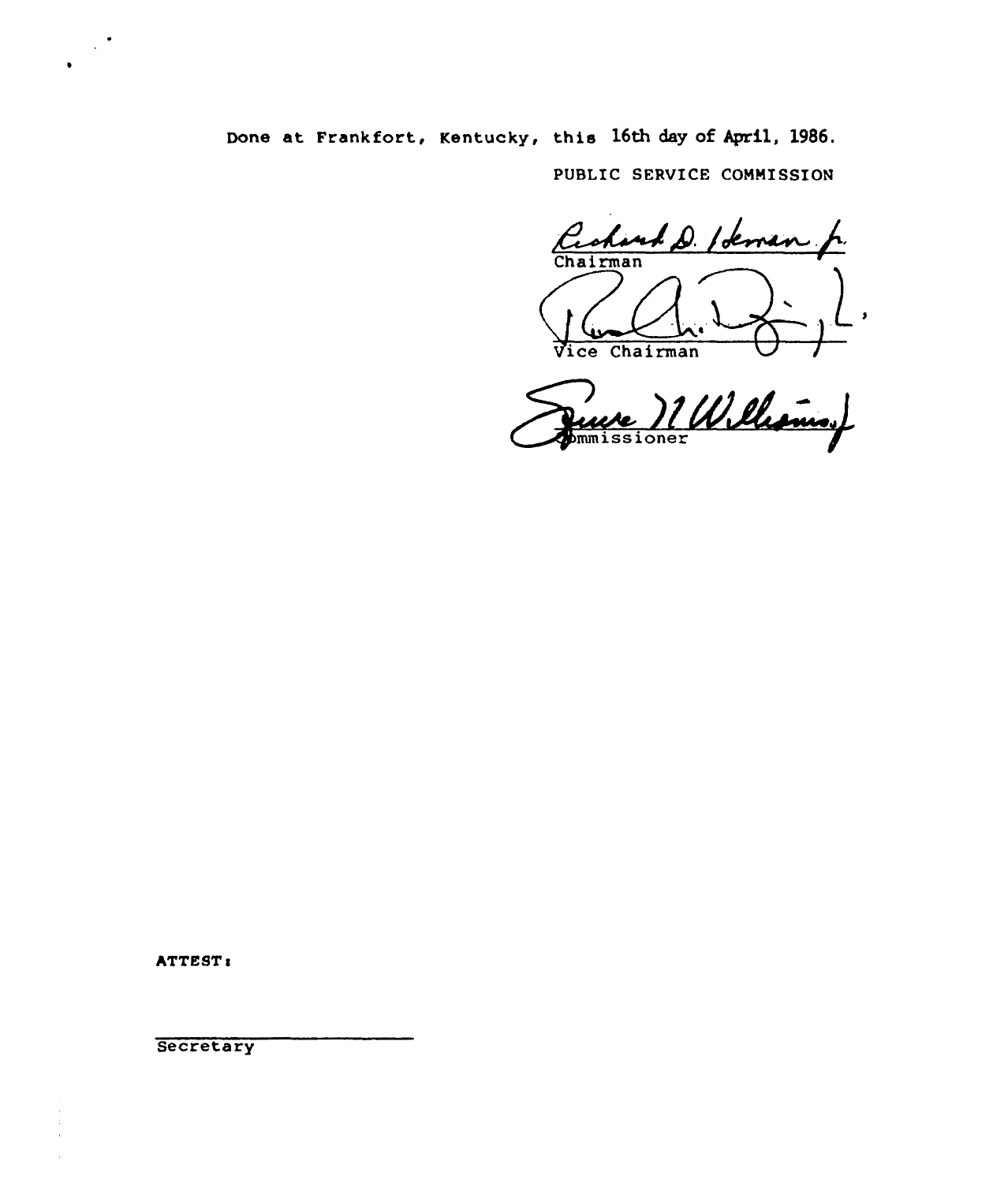Done at Frankfort, Kentucky, this 16th day of April, 1986.

PUBLIC SERVICE COMMISSION

Richard D. Heman Jr.
Chairman

Vice Chairman

Commissioner

ATTEST:

Secretary